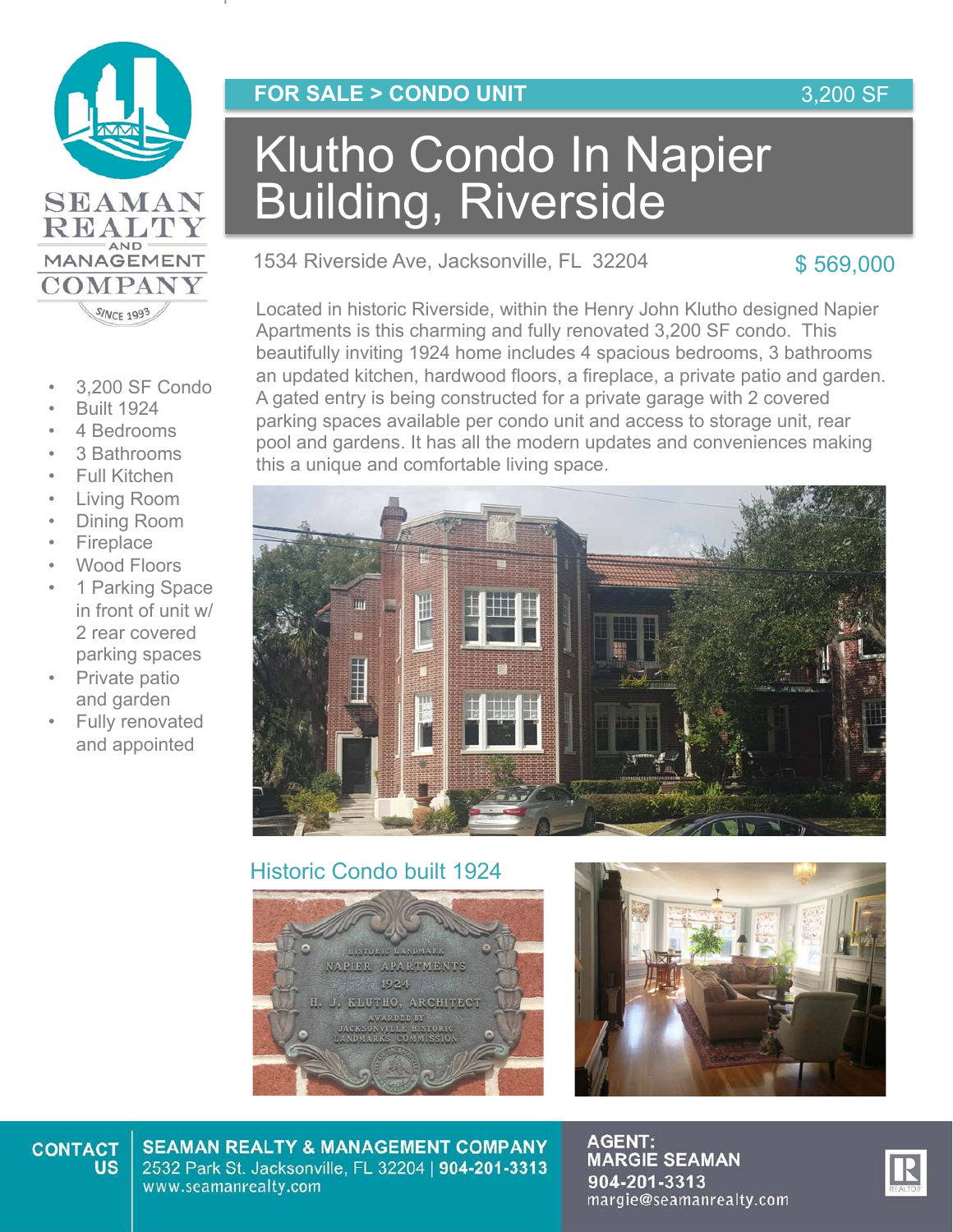SEAMAN REALTY AND MANAGEMENT COMPANY

SINCE 1993

**FOR SALE > CONDO UNIT** 3,200 SF

# Klutho Condo In Napier Building, Riverside

1534 Riverside Ave, Jacksonville, FL 32204

$ 569,000

- 3,200 SF Condo
- Built 1924
- 4 Bedrooms
- 3 Bathrooms
- Full Kitchen
- Living Room
- Dining Room
- Fireplace
- Wood Floors
- 1 Parking Space in front of unit w/ 2 rear covered parking spaces
- Private patio and garden
- Fully renovated and appointed

Located in historic Riverside, within the Henry John Klutho designed Napier Apartments is this charming and fully renovated 3,200 SF condo. This beautifully inviting 1924 home includes 4 spacious bedrooms, 3 bathrooms an updated kitchen, hardwood floors, a fireplace, a private patio and garden. A gated entry is being constructed for a private garage with 2 covered parking spaces available per condo unit and access to storage unit, rear pool and gardens. It has all the modern updates and conveniences making this a unique and comfortable living space.

Historic Condo built 1924

HISTORIC LANDMARK
NAPIER APARTMENTS
1924
H. J. KLUTHO, ARCHITECT
AWARDED BY
JACKSONVILLE HISTORIC
LANDMARKS COMMISSION

**CONTACT US**

**SEAMAN REALTY & MANAGEMENT COMPANY**
2532 Park St. Jacksonville, FL 32204 | **904-201-3313**
www.seamanrealty.com

**AGENT:**
**MARGIE SEAMAN**
**904-201-3313**
margie@seamanrealty.com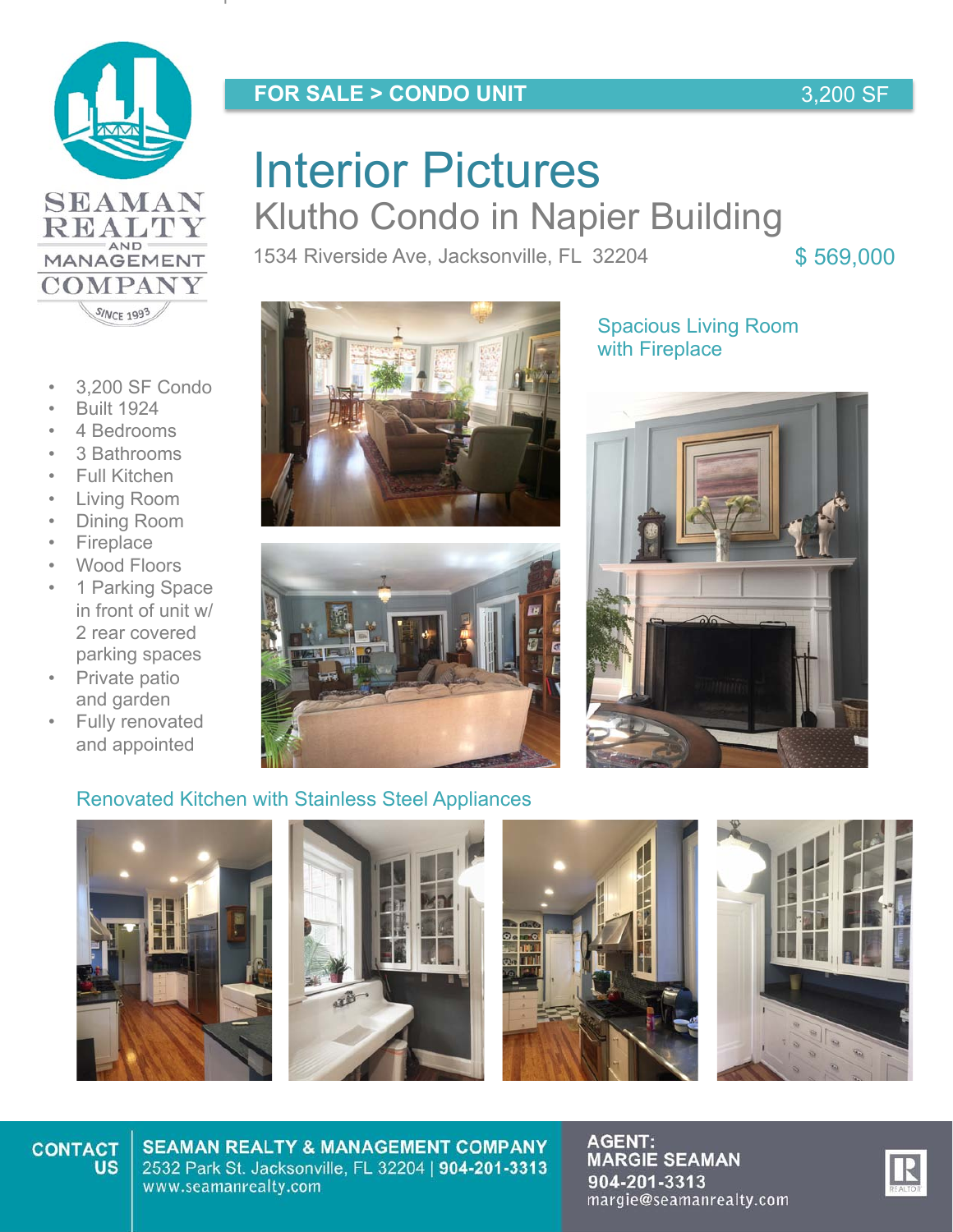SEAMAN REALTY AND MANAGEMENT COMPANY
SINCE 1993

FOR SALE > CONDO UNIT — 3,200 SF

# Interior Pictures

## Klutho Condo in Napier Building

1534 Riverside Ave, Jacksonville, FL 32204

$ 569,000

- 3,200 SF Condo
- Built 1924
- 4 Bedrooms
- 3 Bathrooms
- Full Kitchen
- Living Room
- Dining Room
- Fireplace
- Wood Floors
- 1 Parking Space in front of unit w/ 2 rear covered parking spaces
- Private patio and garden
- Fully renovated and appointed

Spacious Living Room with Fireplace

Renovated Kitchen with Stainless Steel Appliances

**CONTACT US**

**SEAMAN REALTY & MANAGEMENT COMPANY**
2532 Park St. Jacksonville, FL 32204 | **904-201-3313**
www.seamanrealty.com

**AGENT:**
**MARGIE SEAMAN**
**904-201-3313**
margie@seamanrealty.com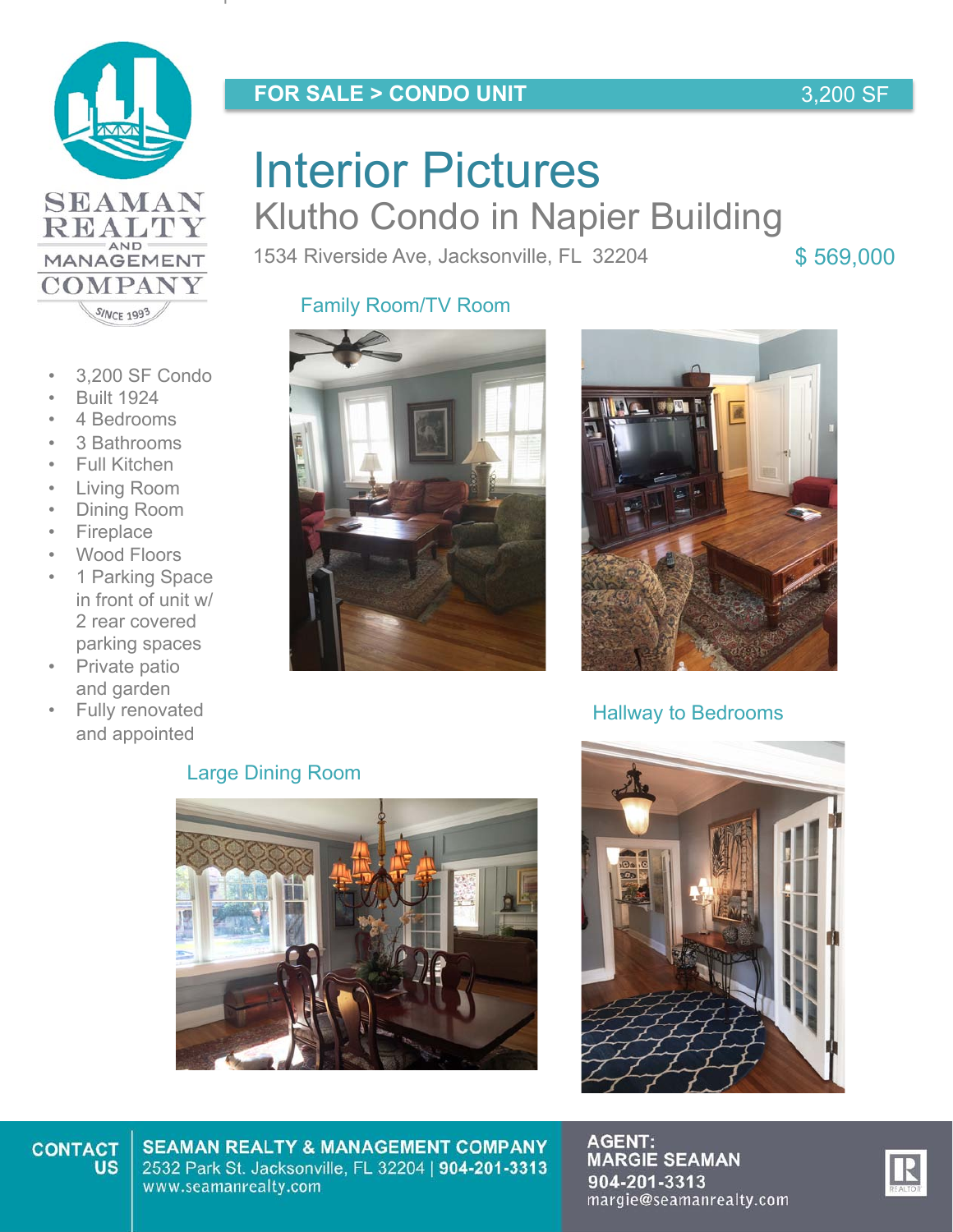**FOR SALE > CONDO UNIT** 3,200 SF

SEAMAN REALTY AND MANAGEMENT COMPANY SINCE 1993

# Interior Pictures

## Klutho Condo in Napier Building

1534 Riverside Ave, Jacksonville, FL 32204

$ 569,000

- 3,200 SF Condo
- Built 1924
- 4 Bedrooms
- 3 Bathrooms
- Full Kitchen
- Living Room
- Dining Room
- Fireplace
- Wood Floors
- 1 Parking Space in front of unit w/ 2 rear covered parking spaces
- Private patio and garden
- Fully renovated and appointed

Family Room/TV Room

Hallway to Bedrooms

Large Dining Room

**CONTACT US**

**SEAMAN REALTY & MANAGEMENT COMPANY**
2532 Park St. Jacksonville, FL 32204 | **904-201-3313**
www.seamanrealty.com

**AGENT:**
**MARGIE SEAMAN**
**904-201-3313**
margie@seamanrealty.com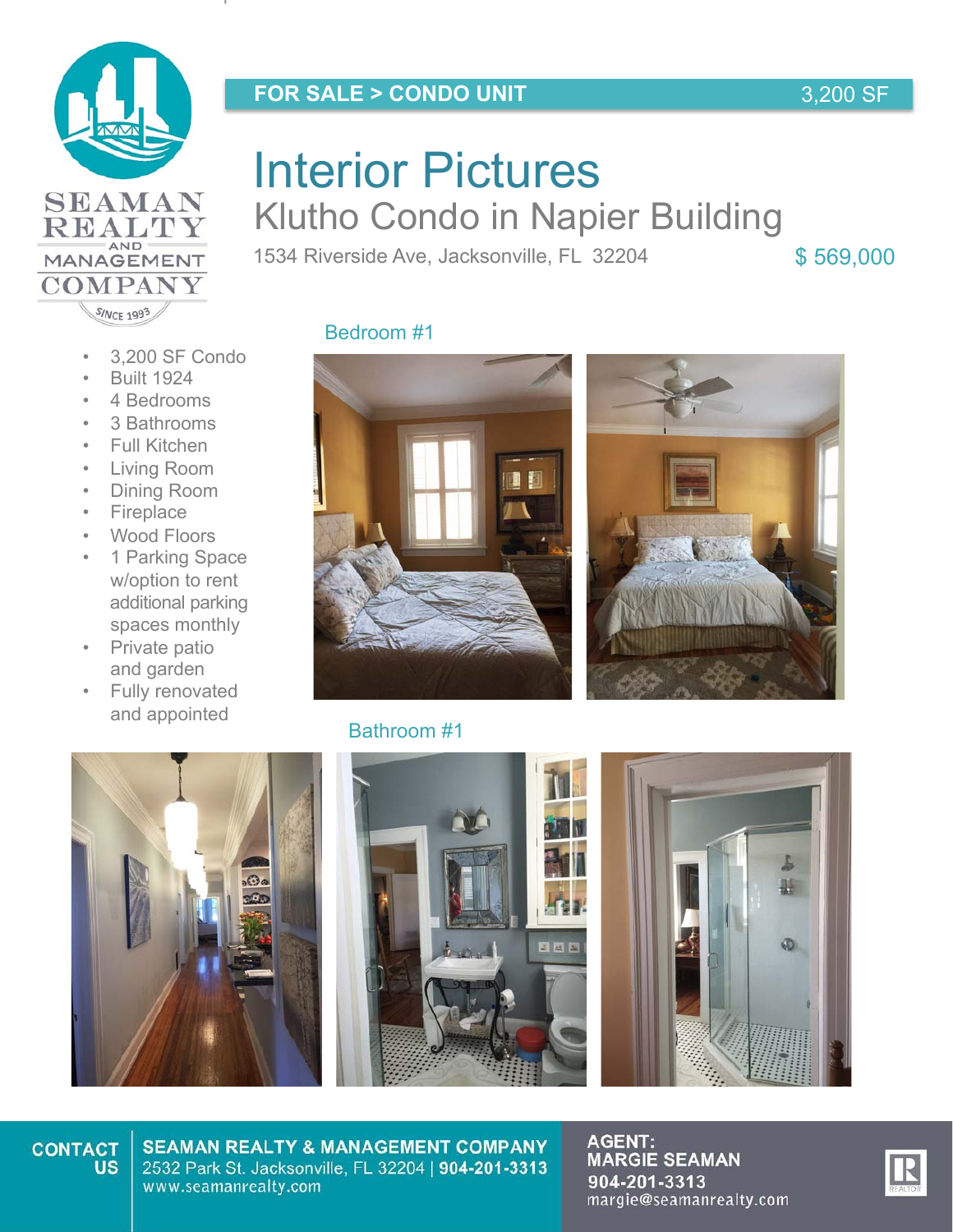SEAMAN REALTY AND MANAGEMENT COMPANY
SINCE 1993

**FOR SALE > CONDO UNIT** 3,200 SF

# Interior Pictures

## Klutho Condo in Napier Building

1534 Riverside Ave, Jacksonville, FL 32204

$ 569,000

- 3,200 SF Condo
- Built 1924
- 4 Bedrooms
- 3 Bathrooms
- Full Kitchen
- Living Room
- Dining Room
- Fireplace
- Wood Floors
- 1 Parking Space w/option to rent additional parking spaces monthly
- Private patio and garden
- Fully renovated and appointed

Bedroom #1

Bathroom #1

**CONTACT US**

**SEAMAN REALTY & MANAGEMENT COMPANY**
2532 Park St. Jacksonville, FL 32204 | **904-201-3313**
www.seamanrealty.com

**AGENT:**
**MARGIE SEAMAN**
**904-201-3313**
margie@seamanrealty.com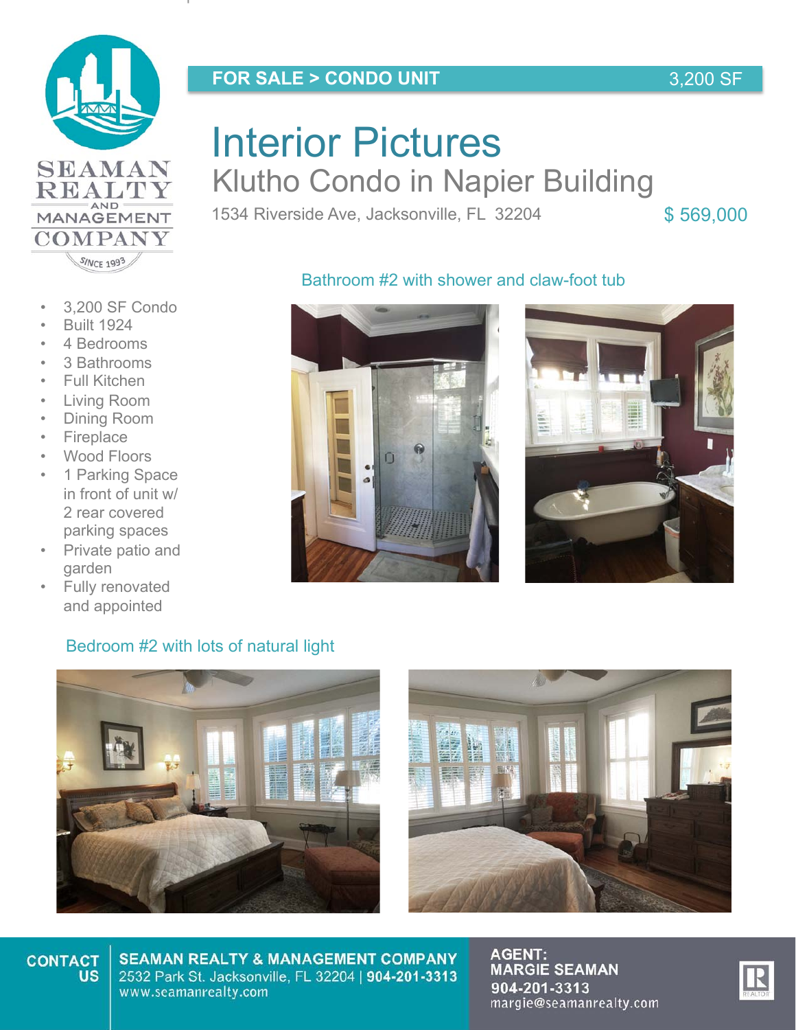SEAMAN REALTY AND MANAGEMENT COMPANY SINCE 1993

**FOR SALE > CONDO UNIT** 3,200 SF

# Interior Pictures

## Klutho Condo in Napier Building

1534 Riverside Ave, Jacksonville, FL 32204

$ 569,000

- 3,200 SF Condo
- Built 1924
- 4 Bedrooms
- 3 Bathrooms
- Full Kitchen
- Living Room
- Dining Room
- Fireplace
- Wood Floors
- 1 Parking Space in front of unit w/ 2 rear covered parking spaces
- Private patio and garden
- Fully renovated and appointed

Bathroom #2 with shower and claw-foot tub

Bedroom #2 with lots of natural light

**CONTACT US**

**SEAMAN REALTY & MANAGEMENT COMPANY**
2532 Park St. Jacksonville, FL 32204 | **904-201-3313**
www.seamanrealty.com

**AGENT:**
**MARGIE SEAMAN**
**904-201-3313**
margie@seamanrealty.com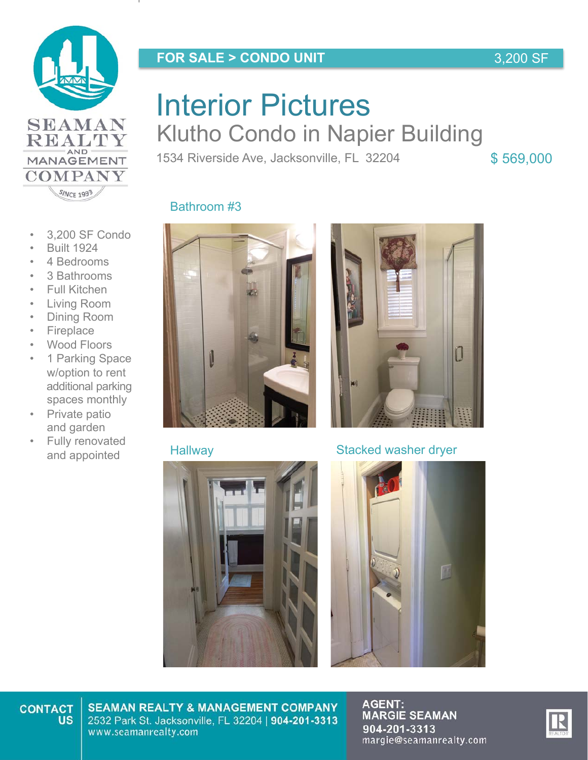SEAMAN REALTY AND MANAGEMENT COMPANY

SINCE 1993

**FOR SALE > CONDO UNIT** 3,200 SF

# Interior Pictures

## Klutho Condo in Napier Building

1534 Riverside Ave, Jacksonville, FL 32204

$ 569,000

- 3,200 SF Condo
- Built 1924
- 4 Bedrooms
- 3 Bathrooms
- Full Kitchen
- Living Room
- Dining Room
- Fireplace
- Wood Floors
- 1 Parking Space w/option to rent additional parking spaces monthly
- Private patio and garden
- Fully renovated and appointed

Bathroom #3

Hallway

Stacked washer dryer

**CONTACT US**

**SEAMAN REALTY & MANAGEMENT COMPANY**
2532 Park St. Jacksonville, FL 32204 | **904-201-3313**
www.seamanrealty.com

**AGENT:**
**MARGIE SEAMAN**
**904-201-3313**
margie@seamanrealty.com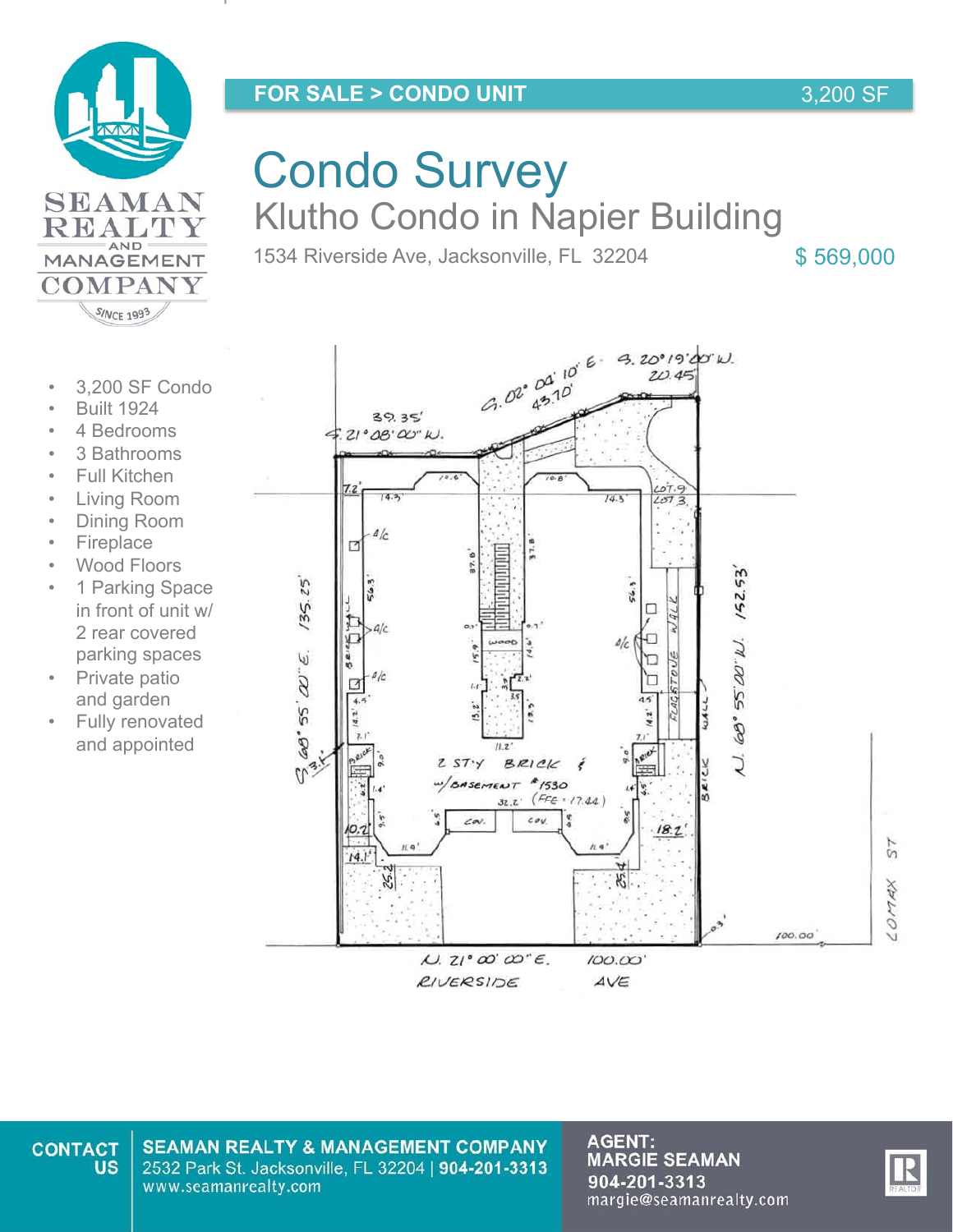**FOR SALE > CONDO UNIT** 3,200 SF

# Condo Survey

## Klutho Condo in Napier Building

1534 Riverside Ave, Jacksonville, FL 32204

$ 569,000

- 3,200 SF Condo
- Built 1924
- 4 Bedrooms
- 3 Bathrooms
- Full Kitchen
- Living Room
- Dining Room
- Fireplace
- Wood Floors
- 1 Parking Space in front of unit w/ 2 rear covered parking spaces
- Private patio and garden
- Fully renovated and appointed

**CONTACT US**

**SEAMAN REALTY & MANAGEMENT COMPANY**
2532 Park St. Jacksonville, FL 32204 | **904-201-3313**
www.seamanrealty.com

**AGENT:**
**MARGIE SEAMAN**
**904-201-3313**
margie@seamanrealty.com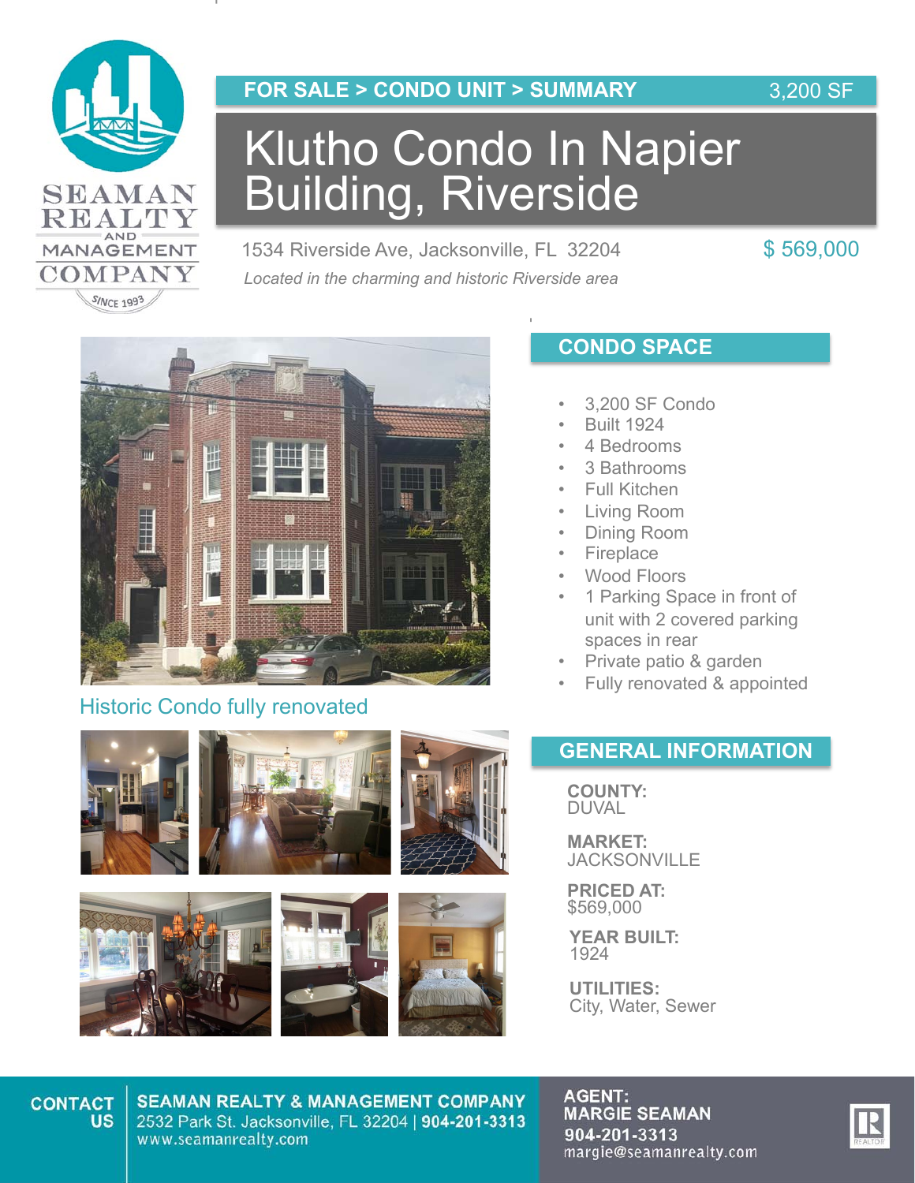SEAMAN REALTY AND MANAGEMENT COMPANY

SINCE 1993

**FOR SALE > CONDO UNIT > SUMMARY** 3,200 SF

# Klutho Condo In Napier Building, Riverside

1534 Riverside Ave, Jacksonville, FL 32204

$ 569,000

*Located in the charming and historic Riverside area*

Historic Condo fully renovated

## CONDO SPACE

- 3,200 SF Condo
- Built 1924
- 4 Bedrooms
- 3 Bathrooms
- Full Kitchen
- Living Room
- Dining Room
- Fireplace
- Wood Floors
- 1 Parking Space in front of unit with 2 covered parking spaces in rear
- Private patio & garden
- Fully renovated & appointed

## GENERAL INFORMATION

**COUNTY:**
DUVAL

**MARKET:**
JACKSONVILLE

**PRICED AT:**
$569,000

**YEAR BUILT:**
1924

**UTILITIES:**
City, Water, Sewer

**CONTACT US**

**SEAMAN REALTY & MANAGEMENT COMPANY**
2532 Park St. Jacksonville, FL 32204 | **904-201-3313**
www.seamanrealty.com

**AGENT:**
**MARGIE SEAMAN**
**904-201-3313**
margie@seamanrealty.com